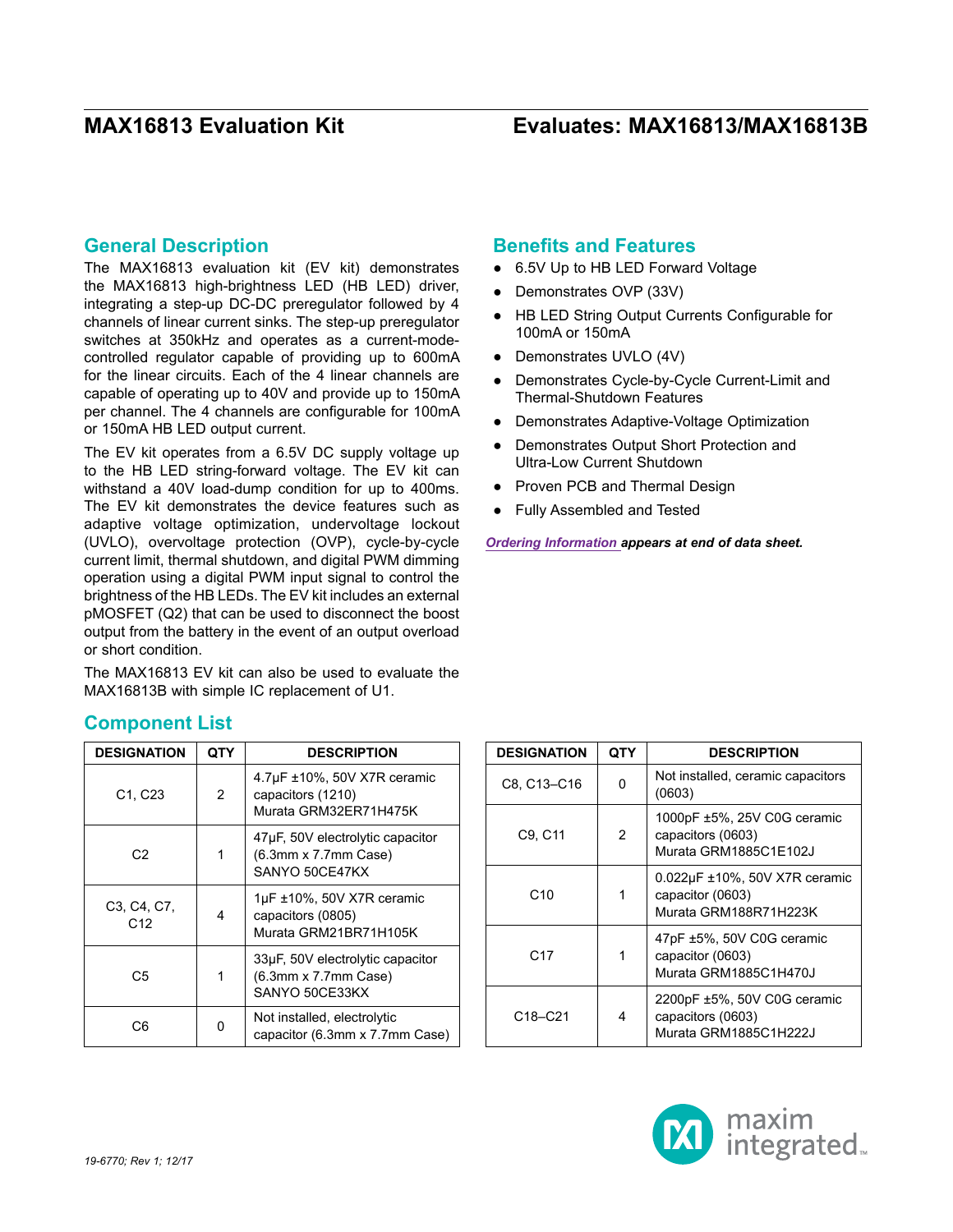# MAX16813 Evaluation Kit

## Evaluates: MAX16813/MAX16813B

## General Description

The MAX16813 evaluation kit (EV kit) demonstrates the MAX16813 high-brightness LED (HB LED) driver, integrating a step-up DC-DC preregulator followed by 4 channels of linear current sinks. The step-up preregulator switches at 350kHz and operates as a current-mode-controlled regulator capable of providing up to 600mA for the linear circuits. Each of the 4 linear channels are capable of operating up to 40V and provide up to 150mA per channel. The 4 channels are configurable for 100mA or 150mA HB LED output current.

The EV kit operates from a 6.5V DC supply voltage up to the HB LED string-forward voltage. The EV kit can withstand a 40V load-dump condition for up to 400ms. The EV kit demonstrates the device features such as adaptive voltage optimization, undervoltage lockout (UVLO), overvoltage protection (OVP), cycle-by-cycle current limit, thermal shutdown, and digital PWM dimming operation using a digital PWM input signal to control the brightness of the HB LEDs. The EV kit includes an external pMOSFET (Q2) that can be used to disconnect the boost output from the battery in the event of an output overload or short condition.

The MAX16813 EV kit can also be used to evaluate the MAX16813B with simple IC replacement of U1.

## Benefits and Features

- 6.5V Up to HB LED Forward Voltage
- Demonstrates OVP (33V)
- HB LED String Output Currents Configurable for 100mA or 150mA
- Demonstrates UVLO (4V)
- Demonstrates Cycle-by-Cycle Current-Limit and Thermal-Shutdown Features
- Demonstrates Adaptive-Voltage Optimization
- Demonstrates Output Short Protection and Ultra-Low Current Shutdown
- Proven PCB and Thermal Design
- Fully Assembled and Tested

***Ordering Information** appears at end of data sheet.*

## Component List

| DESIGNATION | QTY | DESCRIPTION |
|---|---|---|
| C1, C23 | 2 | 4.7µF ±10%, 50V X7R ceramic capacitors (1210) Murata GRM32ER71H475K |
| C2 | 1 | 47µF, 50V electrolytic capacitor (6.3mm x 7.7mm Case) SANYO 50CE47KX |
| C3, C4, C7, C12 | 4 | 1µF ±10%, 50V X7R ceramic capacitors (0805) Murata GRM21BR71H105K |
| C5 | 1 | 33µF, 50V electrolytic capacitor (6.3mm x 7.7mm Case) SANYO 50CE33KX |
| C6 | 0 | Not installed, electrolytic capacitor (6.3mm x 7.7mm Case) |
| C8, C13–C16 | 0 | Not installed, ceramic capacitors (0603) |
| C9, C11 | 2 | 1000pF ±5%, 25V C0G ceramic capacitors (0603) Murata GRM1885C1E102J |
| C10 | 1 | 0.022µF ±10%, 50V X7R ceramic capacitor (0603) Murata GRM188R71H223K |
| C17 | 1 | 47pF ±5%, 50V C0G ceramic capacitor (0603) Murata GRM1885C1H470J |
| C18–C21 | 4 | 2200pF ±5%, 50V C0G ceramic capacitors (0603) Murata GRM1885C1H222J |

19-6770; Rev 1; 12/17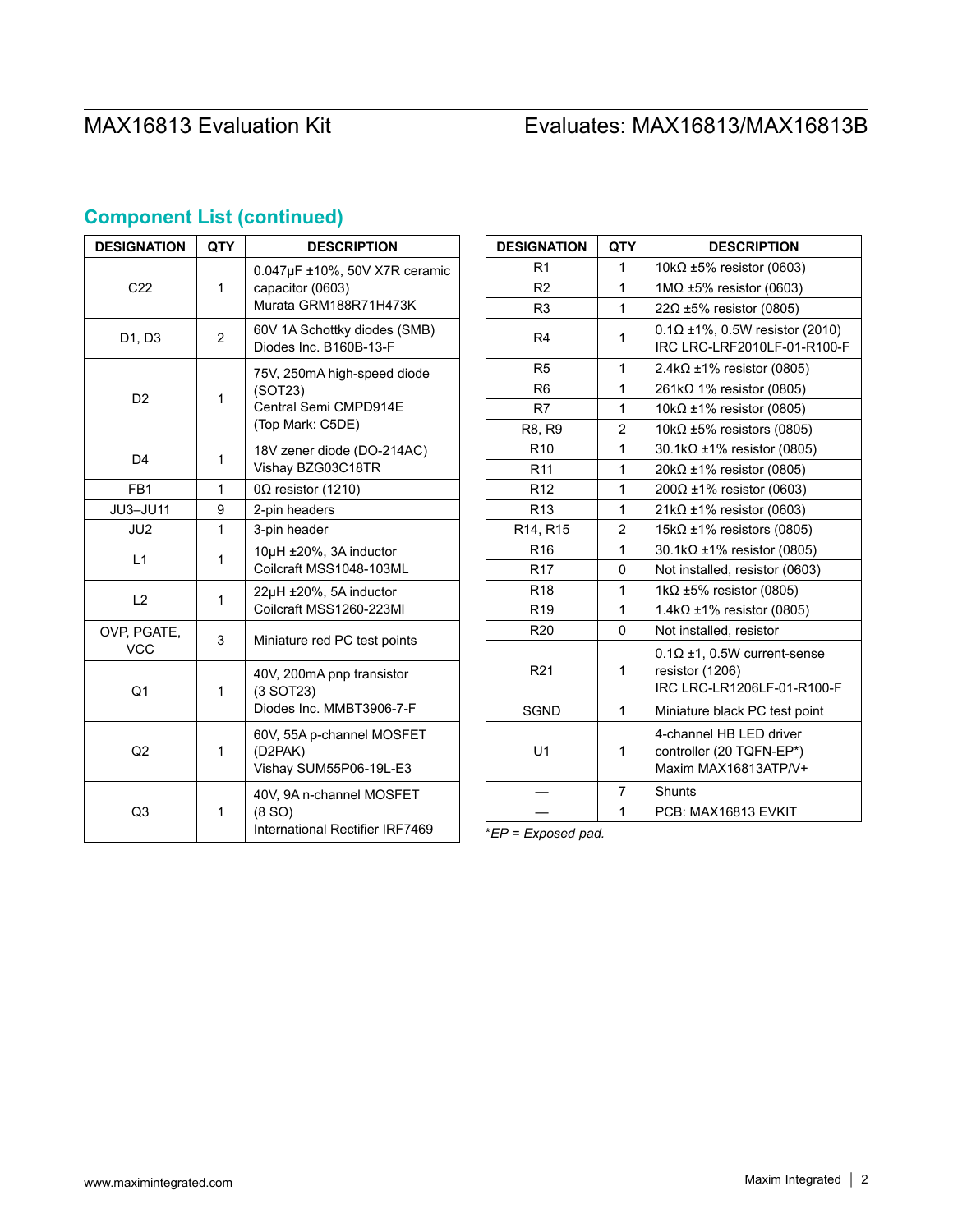## Component List (continued)

| DESIGNATION | QTY | DESCRIPTION |
|---|---|---|
| C22 | 1 | 0.047µF ±10%, 50V X7R ceramic capacitor (0603) Murata GRM188R71H473K |
| D1, D3 | 2 | 60V 1A Schottky diodes (SMB) Diodes Inc. B160B-13-F |
| D2 | 1 | 75V, 250mA high-speed diode (SOT23) Central Semi CMPD914E (Top Mark: C5DE) |
| D4 | 1 | 18V zener diode (DO-214AC) Vishay BZG03C18TR |
| FB1 | 1 | 0Ω resistor (1210) |
| JU3–JU11 | 9 | 2-pin headers |
| JU2 | 1 | 3-pin header |
| L1 | 1 | 10µH ±20%, 3A inductor Coilcraft MSS1048-103ML |
| L2 | 1 | 22µH ±20%, 5A inductor Coilcraft MSS1260-223Ml |
| OVP, PGATE, VCC | 3 | Miniature red PC test points |
| Q1 | 1 | 40V, 200mA pnp transistor (3 SOT23) Diodes Inc. MMBT3906-7-F |
| Q2 | 1 | 60V, 55A p-channel MOSFET (D2PAK) Vishay SUM55P06-19L-E3 |
| Q3 | 1 | 40V, 9A n-channel MOSFET (8 SO) International Rectifier IRF7469 |

| DESIGNATION | QTY | DESCRIPTION |
|---|---|---|
| R1 | 1 | 10kΩ ±5% resistor (0603) |
| R2 | 1 | 1MΩ ±5% resistor (0603) |
| R3 | 1 | 22Ω ±5% resistor (0805) |
| R4 | 1 | 0.1Ω ±1%, 0.5W resistor (2010) IRC LRC-LRF2010LF-01-R100-F |
| R5 | 1 | 2.4kΩ ±1% resistor (0805) |
| R6 | 1 | 261kΩ 1% resistor (0805) |
| R7 | 1 | 10kΩ ±1% resistor (0805) |
| R8, R9 | 2 | 10kΩ ±5% resistors (0805) |
| R10 | 1 | 30.1kΩ ±1% resistor (0805) |
| R11 | 1 | 20kΩ ±1% resistor (0805) |
| R12 | 1 | 200Ω ±1% resistor (0603) |
| R13 | 1 | 21kΩ ±1% resistor (0603) |
| R14, R15 | 2 | 15kΩ ±1% resistors (0805) |
| R16 | 1 | 30.1kΩ ±1% resistor (0805) |
| R17 | 0 | Not installed, resistor (0603) |
| R18 | 1 | 1kΩ ±5% resistor (0805) |
| R19 | 1 | 1.4kΩ ±1% resistor (0805) |
| R20 | 0 | Not installed, resistor |
| R21 | 1 | 0.1Ω ±1, 0.5W current-sense resistor (1206) IRC LRC-LR1206LF-01-R100-F |
| SGND | 1 | Miniature black PC test point |
| U1 | 1 | 4-channel HB LED driver controller (20 TQFN-EP*) Maxim MAX16813ATP/V+ |
| — | 7 | Shunts |
| — | 1 | PCB: MAX16813 EVKIT |

**EP = Exposed pad.*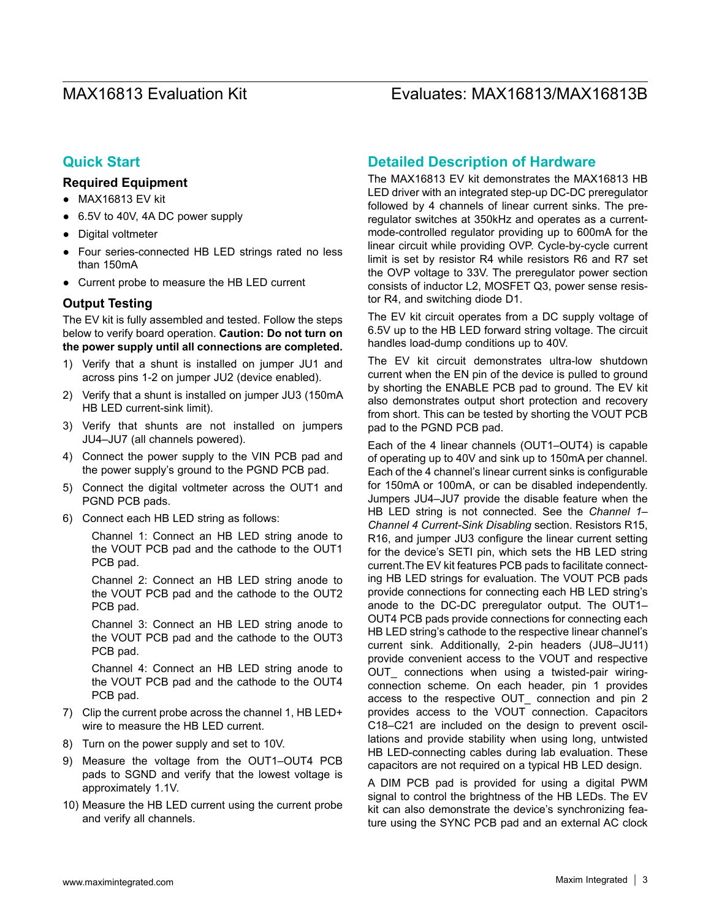## Quick Start

### Required Equipment

- MAX16813 EV kit
- 6.5V to 40V, 4A DC power supply
- Digital voltmeter
- Four series-connected HB LED strings rated no less than 150mA
- Current probe to measure the HB LED current

### Output Testing

The EV kit is fully assembled and tested. Follow the steps below to verify board operation. **Caution: Do not turn on the power supply until all connections are completed.**

1) Verify that a shunt is installed on jumper JU1 and across pins 1-2 on jumper JU2 (device enabled).
2) Verify that a shunt is installed on jumper JU3 (150mA HB LED current-sink limit).
3) Verify that shunts are not installed on jumpers JU4–JU7 (all channels powered).
4) Connect the power supply to the VIN PCB pad and the power supply's ground to the PGND PCB pad.
5) Connect the digital voltmeter across the OUT1 and PGND PCB pads.
6) Connect each HB LED string as follows:

   Channel 1: Connect an HB LED string anode to the VOUT PCB pad and the cathode to the OUT1 PCB pad.

   Channel 2: Connect an HB LED string anode to the VOUT PCB pad and the cathode to the OUT2 PCB pad.

   Channel 3: Connect an HB LED string anode to the VOUT PCB pad and the cathode to the OUT3 PCB pad.

   Channel 4: Connect an HB LED string anode to the VOUT PCB pad and the cathode to the OUT4 PCB pad.
7) Clip the current probe across the channel 1, HB LED+ wire to measure the HB LED current.
8) Turn on the power supply and set to 10V.
9) Measure the voltage from the OUT1–OUT4 PCB pads to SGND and verify that the lowest voltage is approximately 1.1V.
10) Measure the HB LED current using the current probe and verify all channels.

## Detailed Description of Hardware

The MAX16813 EV kit demonstrates the MAX16813 HB LED driver with an integrated step-up DC-DC preregulator followed by 4 channels of linear current sinks. The preregulator switches at 350kHz and operates as a current-mode-controlled regulator providing up to 600mA for the linear circuit while providing OVP. Cycle-by-cycle current limit is set by resistor R4 while resistors R6 and R7 set the OVP voltage to 33V. The preregulator power section consists of inductor L2, MOSFET Q3, power sense resistor R4, and switching diode D1.

The EV kit circuit operates from a DC supply voltage of 6.5V up to the HB LED forward string voltage. The circuit handles load-dump conditions up to 40V.

The EV kit circuit demonstrates ultra-low shutdown current when the EN pin of the device is pulled to ground by shorting the ENABLE PCB pad to ground. The EV kit also demonstrates output short protection and recovery from short. This can be tested by shorting the VOUT PCB pad to the PGND PCB pad.

Each of the 4 linear channels (OUT1–OUT4) is capable of operating up to 40V and sink up to 150mA per channel. Each of the 4 channel's linear current sinks is configurable for 150mA or 100mA, or can be disabled independently. Jumpers JU4–JU7 provide the disable feature when the HB LED string is not connected. See the *Channel 1–Channel 4 Current-Sink Disabling* section. Resistors R15, R16, and jumper JU3 configure the linear current setting for the device's SETI pin, which sets the HB LED string current.The EV kit features PCB pads to facilitate connecting HB LED strings for evaluation. The VOUT PCB pads provide connections for connecting each HB LED string's anode to the DC-DC preregulator output. The OUT1–OUT4 PCB pads provide connections for connecting each HB LED string's cathode to the respective linear channel's current sink. Additionally, 2-pin headers (JU8–JU11) provide convenient access to the VOUT and respective OUT_ connections when using a twisted-pair wiring-connection scheme. On each header, pin 1 provides access to the respective OUT_ connection and pin 2 provides access to the VOUT connection. Capacitors C18–C21 are included on the design to prevent oscillations and provide stability when using long, untwisted HB LED-connecting cables during lab evaluation. These capacitors are not required on a typical HB LED design.

A DIM PCB pad is provided for using a digital PWM signal to control the brightness of the HB LEDs. The EV kit can also demonstrate the device's synchronizing feature using the SYNC PCB pad and an external AC clock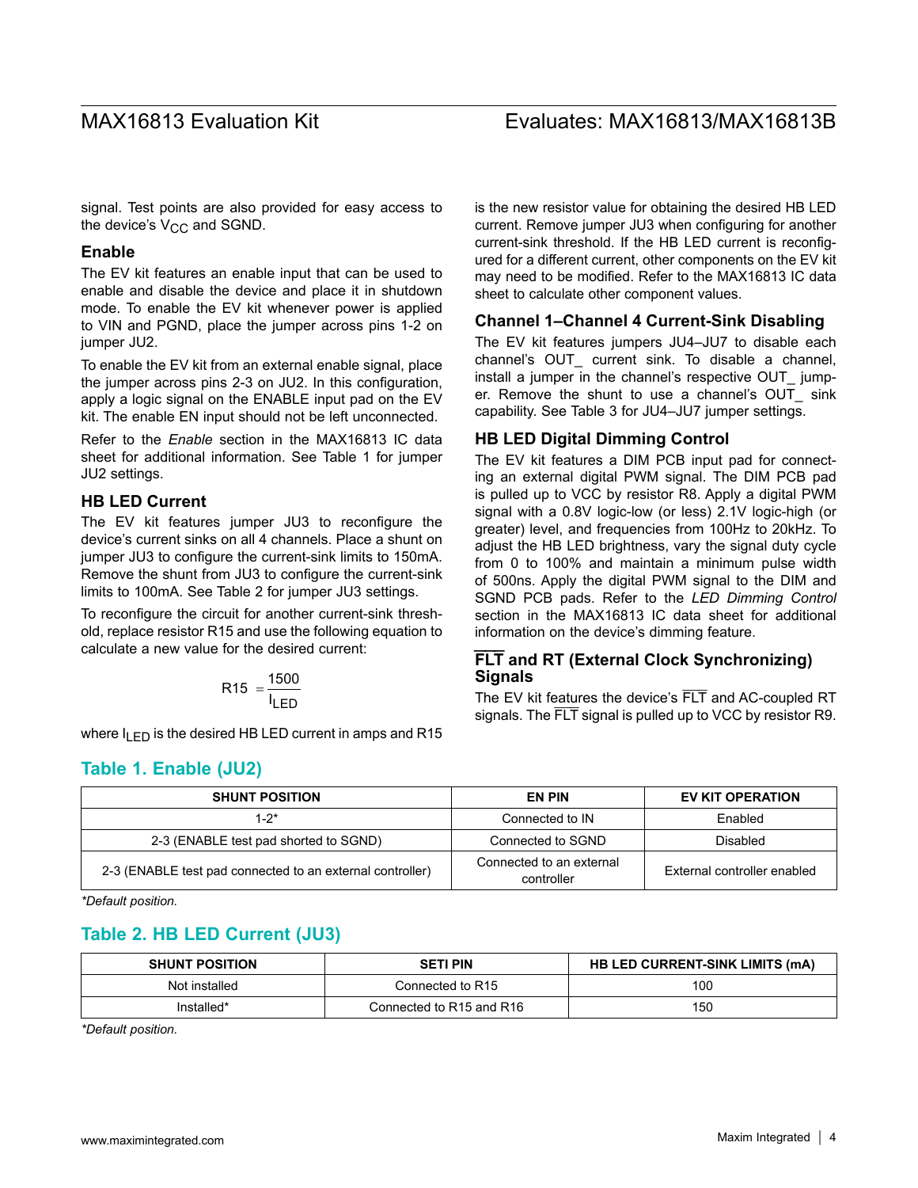signal. Test points are also provided for easy access to the device's $V_{CC}$ and SGND.

### Enable

The EV kit features an enable input that can be used to enable and disable the device and place it in shutdown mode. To enable the EV kit whenever power is applied to VIN and PGND, place the jumper across pins 1-2 on jumper JU2.

To enable the EV kit from an external enable signal, place the jumper across pins 2-3 on JU2. In this configuration, apply a logic signal on the ENABLE input pad on the EV kit. The enable EN input should not be left unconnected.

Refer to the *Enable* section in the MAX16813 IC data sheet for additional information. See Table 1 for jumper JU2 settings.

### HB LED Current

The EV kit features jumper JU3 to reconfigure the device's current sinks on all 4 channels. Place a shunt on jumper JU3 to configure the current-sink limits to 150mA. Remove the shunt from JU3 to configure the current-sink limits to 100mA. See Table 2 for jumper JU3 settings.

To reconfigure the circuit for another current-sink threshold, replace resistor R15 and use the following equation to calculate a new value for the desired current:

$$R15 = \frac{1500}{I_{LED}}$$

where $I_{LED}$ is the desired HB LED current in amps and R15 is the new resistor value for obtaining the desired HB LED current. Remove jumper JU3 when configuring for another current-sink threshold. If the HB LED current is reconfigured for a different current, other components on the EV kit may need to be modified. Refer to the MAX16813 IC data sheet to calculate other component values.

### Channel 1–Channel 4 Current-Sink Disabling

The EV kit features jumpers JU4–JU7 to disable each channel's OUT_ current sink. To disable a channel, install a jumper in the channel's respective OUT_ jumper. Remove the shunt to use a channel's OUT_ sink capability. See Table 3 for JU4–JU7 jumper settings.

### HB LED Digital Dimming Control

The EV kit features a DIM PCB input pad for connecting an external digital PWM signal. The DIM PCB pad is pulled up to VCC by resistor R8. Apply a digital PWM signal with a 0.8V logic-low (or less) 2.1V logic-high (or greater) level, and frequencies from 100Hz to 20kHz. To adjust the HB LED brightness, vary the signal duty cycle from 0 to 100% and maintain a minimum pulse width of 500ns. Apply the digital PWM signal to the DIM and SGND PCB pads. Refer to the *LED Dimming Control* section in the MAX16813 IC data sheet for additional information on the device's dimming feature.

### $\overline{\text{FLT}}$ and RT (External Clock Synchronizing) Signals

The EV kit features the device's $\overline{\text{FLT}}$ and AC-coupled RT signals. The $\overline{\text{FLT}}$ signal is pulled up to VCC by resistor R9.

## Table 1. Enable (JU2)

| SHUNT POSITION | EN PIN | EV KIT OPERATION |
|---|---|---|
| 1-2* | Connected to IN | Enabled |
| 2-3 (ENABLE test pad shorted to SGND) | Connected to SGND | Disabled |
| 2-3 (ENABLE test pad connected to an external controller) | Connected to an external controller | External controller enabled |

*Default position.

## Table 2. HB LED Current (JU3)

| SHUNT POSITION | SETI PIN | HB LED CURRENT-SINK LIMITS (mA) |
|---|---|---|
| Not installed | Connected to R15 | 100 |
| Installed* | Connected to R15 and R16 | 150 |

*Default position.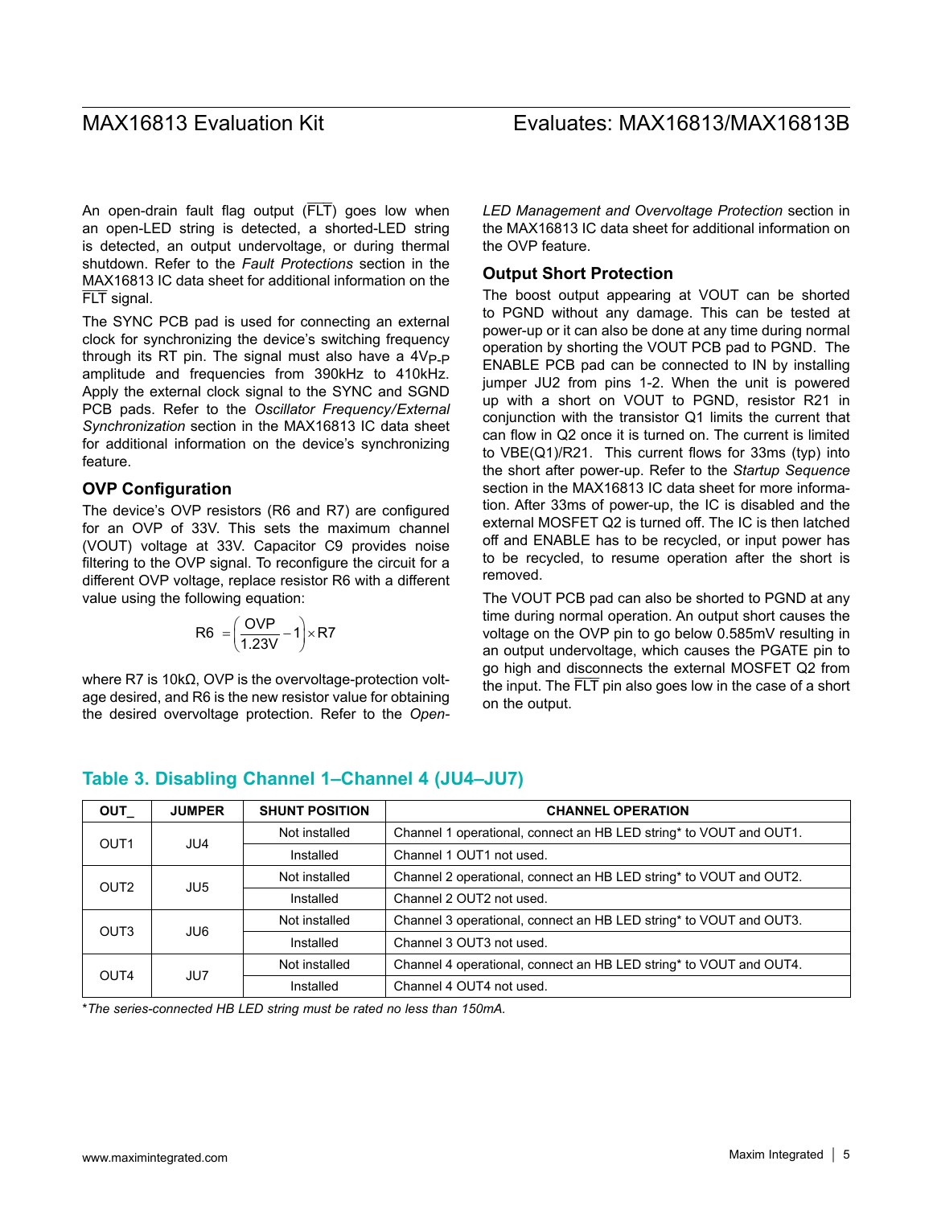An open-drain fault flag output ($\overline{FLT}$) goes low when an open-LED string is detected, a shorted-LED string is detected, an output undervoltage, or during thermal shutdown. Refer to the *Fault Protections* section in the MAX16813 IC data sheet for additional information on the $\overline{FLT}$ signal.

The SYNC PCB pad is used for connecting an external clock for synchronizing the device's switching frequency through its RT pin. The signal must also have a $4V_{P-P}$ amplitude and frequencies from 390kHz to 410kHz. Apply the external clock signal to the SYNC and SGND PCB pads. Refer to the *Oscillator Frequency/External Synchronization* section in the MAX16813 IC data sheet for additional information on the device's synchronizing feature.

### OVP Configuration

The device's OVP resistors (R6 and R7) are configured for an OVP of 33V. This sets the maximum channel (VOUT) voltage at 33V. Capacitor C9 provides noise filtering to the OVP signal. To reconfigure the circuit for a different OVP voltage, replace resistor R6 with a different value using the following equation:

$$R6 = \left(\frac{OVP}{1.23V} - 1\right) \times R7$$

where R7 is 10kΩ, OVP is the overvoltage-protection voltage desired, and R6 is the new resistor value for obtaining the desired overvoltage protection. Refer to the *Open-LED Management and Overvoltage Protection* section in the MAX16813 IC data sheet for additional information on the OVP feature.

### Output Short Protection

The boost output appearing at VOUT can be shorted to PGND without any damage. This can be tested at power-up or it can also be done at any time during normal operation by shorting the VOUT PCB pad to PGND. The ENABLE PCB pad can be connected to IN by installing jumper JU2 from pins 1-2. When the unit is powered up with a short on VOUT to PGND, resistor R21 in conjunction with the transistor Q1 limits the current that can flow in Q2 once it is turned on. The current is limited to VBE(Q1)/R21. This current flows for 33ms (typ) into the short after power-up. Refer to the *Startup Sequence* section in the MAX16813 IC data sheet for more information. After 33ms of power-up, the IC is disabled and the external MOSFET Q2 is turned off. The IC is then latched off and ENABLE has to be recycled, or input power has to be recycled, to resume operation after the short is removed.

The VOUT PCB pad can also be shorted to PGND at any time during normal operation. An output short causes the voltage on the OVP pin to go below 0.585mV resulting in an output undervoltage, which causes the PGATE pin to go high and disconnects the external MOSFET Q2 from the input. The $\overline{FLT}$ pin also goes low in the case of a short on the output.

### Table 3. Disabling Channel 1–Channel 4 (JU4–JU7)

| OUT_ | JUMPER | SHUNT POSITION | CHANNEL OPERATION |
|---|---|---|---|
| OUT1 | JU4 | Not installed | Channel 1 operational, connect an HB LED string* to VOUT and OUT1. |
| | | Installed | Channel 1 OUT1 not used. |
| OUT2 | JU5 | Not installed | Channel 2 operational, connect an HB LED string* to VOUT and OUT2. |
| | | Installed | Channel 2 OUT2 not used. |
| OUT3 | JU6 | Not installed | Channel 3 operational, connect an HB LED string* to VOUT and OUT3. |
| | | Installed | Channel 3 OUT3 not used. |
| OUT4 | JU7 | Not installed | Channel 4 operational, connect an HB LED string* to VOUT and OUT4. |
| | | Installed | Channel 4 OUT4 not used. |

**The series-connected HB LED string must be rated no less than 150mA.*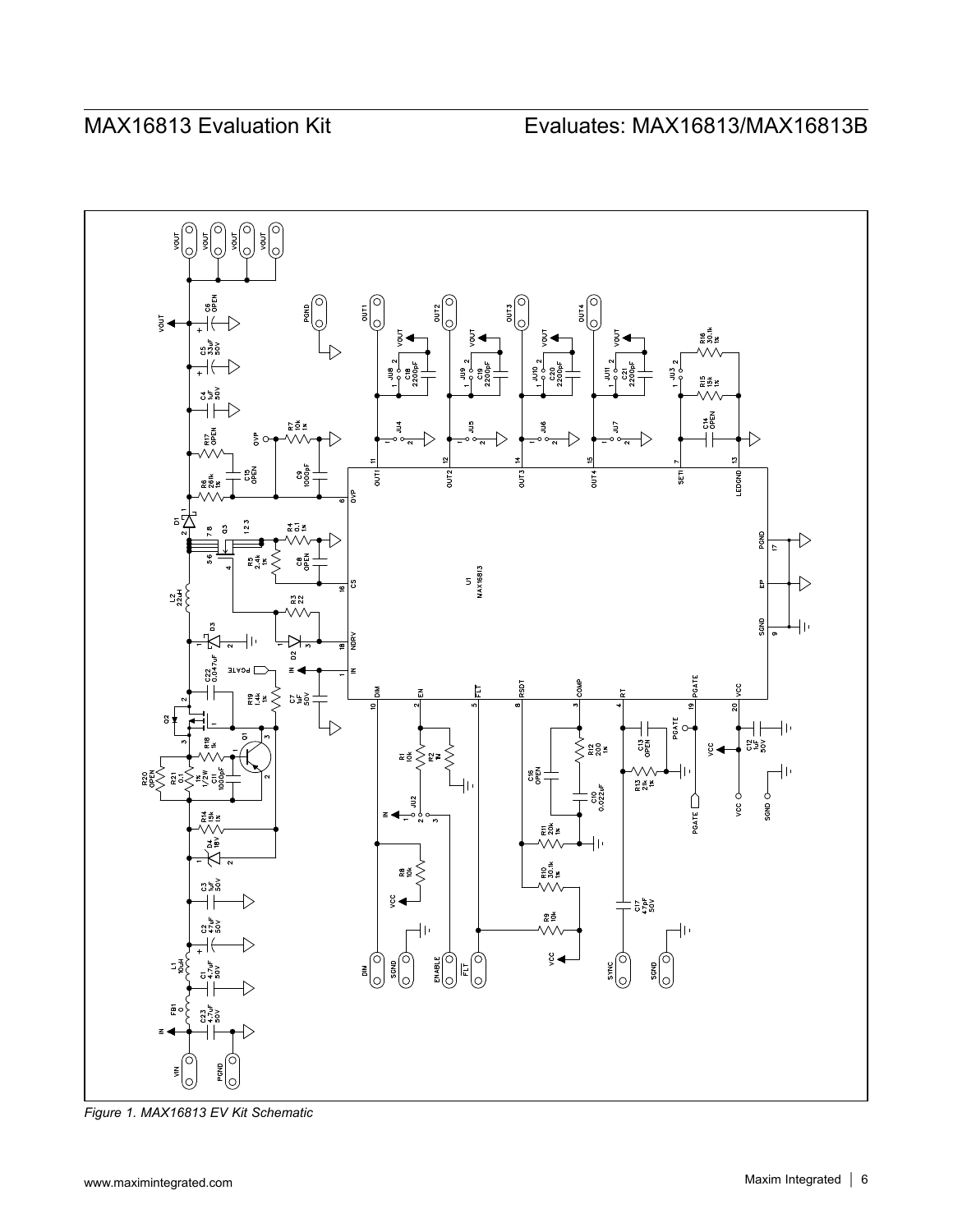Figure 1. MAX16813 EV Kit Schematic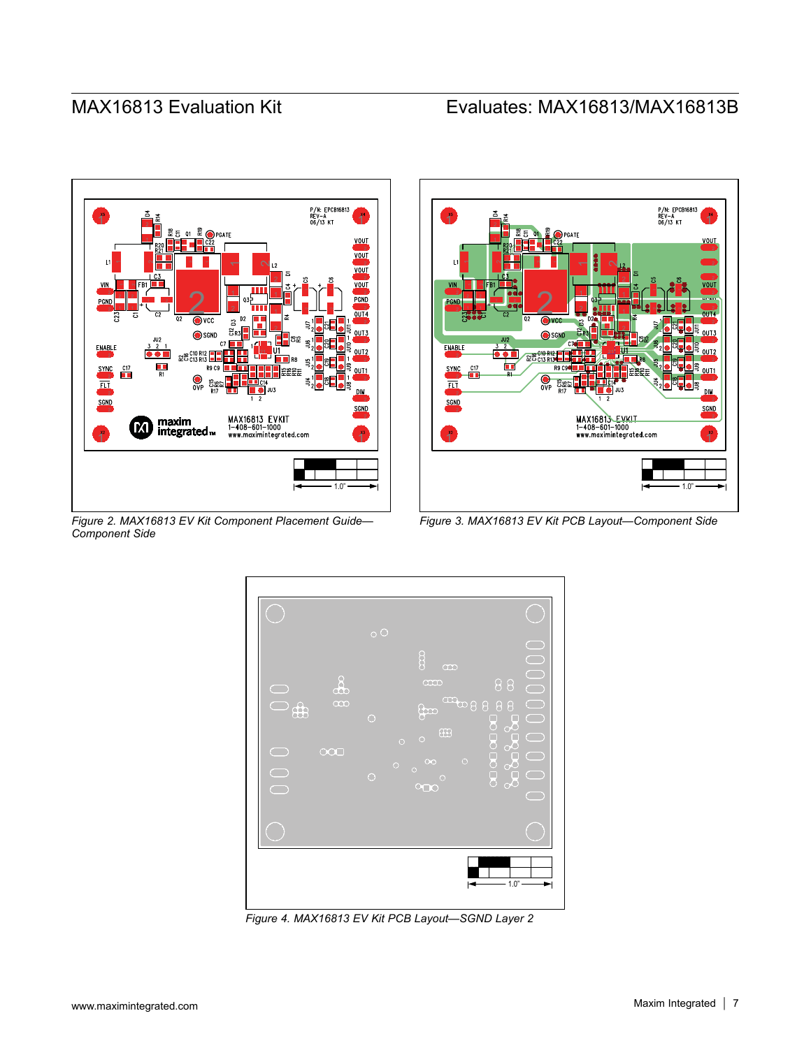Figure 2. MAX16813 EV Kit Component Placement Guide—Component Side

Figure 3. MAX16813 EV Kit PCB Layout—Component Side

Figure 4. MAX16813 EV Kit PCB Layout—SGND Layer 2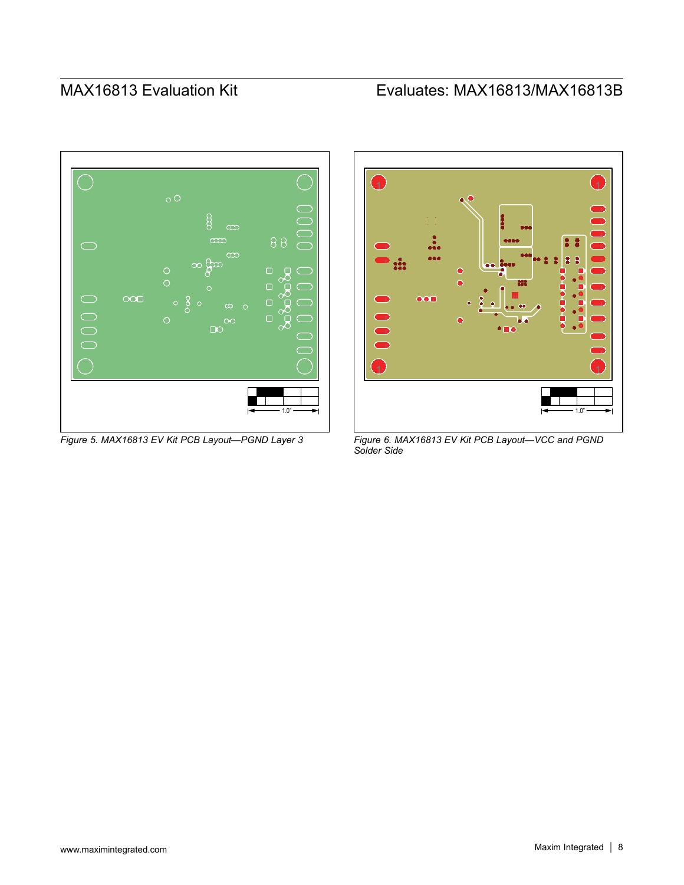*Figure 5. MAX16813 EV Kit PCB Layout—PGND Layer 3*

*Figure 6. MAX16813 EV Kit PCB Layout—VCC and PGND Solder Side*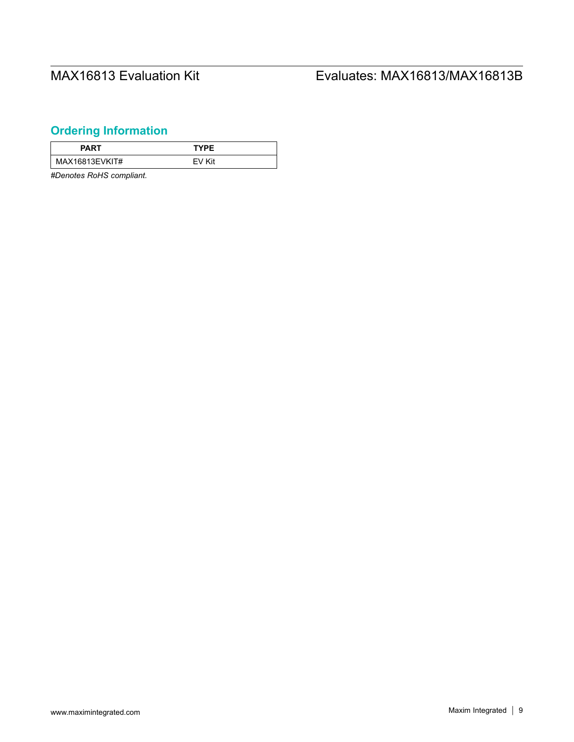## Ordering Information

| PART | TYPE |
|---|---|
| MAX16813EVKIT# | EV Kit |

*#Denotes RoHS compliant.*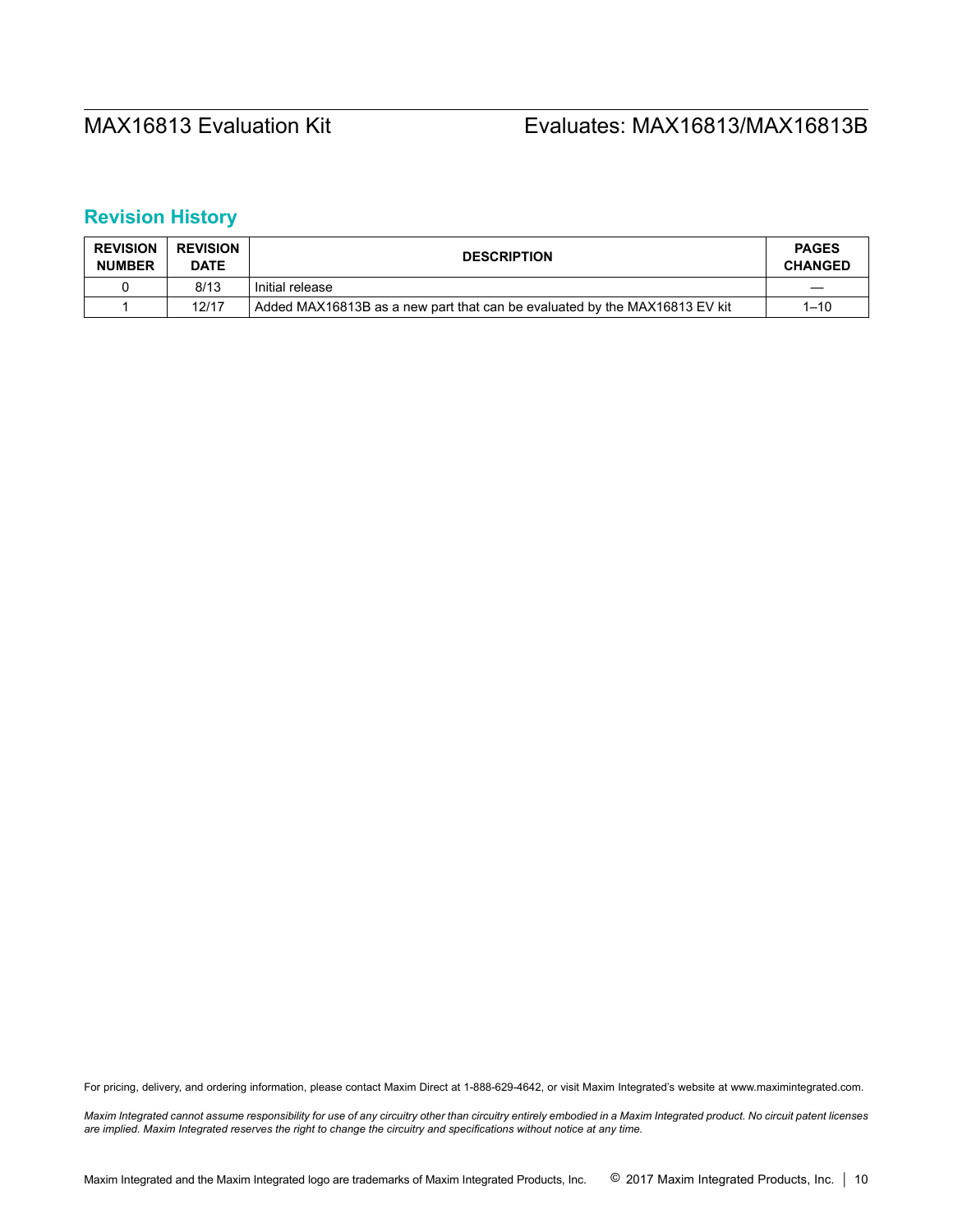## Revision History

| REVISION NUMBER | REVISION DATE | DESCRIPTION | PAGES CHANGED |
|---|---|---|---|
| 0 | 8/13 | Initial release | — |
| 1 | 12/17 | Added MAX16813B as a new part that can be evaluated by the MAX16813 EV kit | 1–10 |

For pricing, delivery, and ordering information, please contact Maxim Direct at 1-888-629-4642, or visit Maxim Integrated's website at www.maximintegrated.com.

*Maxim Integrated cannot assume responsibility for use of any circuitry other than circuitry entirely embodied in a Maxim Integrated product. No circuit patent licenses are implied. Maxim Integrated reserves the right to change the circuitry and specifications without notice at any time.*

Maxim Integrated and the Maxim Integrated logo are trademarks of Maxim Integrated Products, Inc. © 2017 Maxim Integrated Products, Inc.